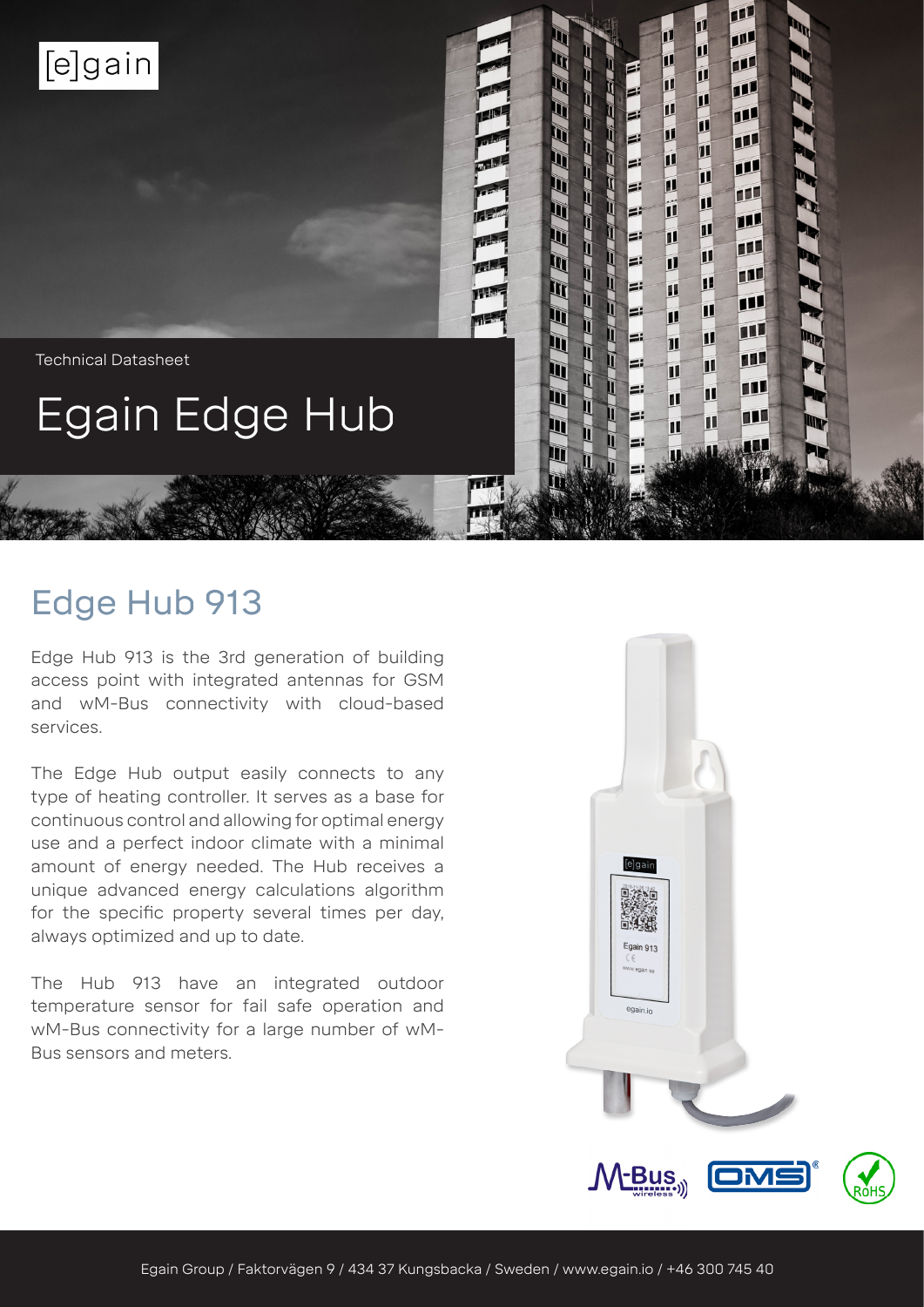[e]gain

Technical Datasheet

# Egain Edge Hub

## Edge Hub 913

Edge Hub 913 is the 3rd generation of building access point with integrated antennas for GSM and wM-Bus connectivity with cloud-based services.

The Edge Hub output easily connects to any type of heating controller. It serves as a base for continuous control and allowing for optimal energy use and a perfect indoor climate with a minimal amount of energy needed. The Hub receives a unique advanced energy calculations algorithm for the specific property several times per day, always optimized and up to date.

The Hub 913 have an integrated outdoor temperature sensor for fail safe operation and wM-Bus connectivity for a large number of wM-Bus sensors and meters.

Egain Group / Faktorvägen 9 / 434 37 Kungsbacka / Sweden / www.egain.io / +46 300 745 40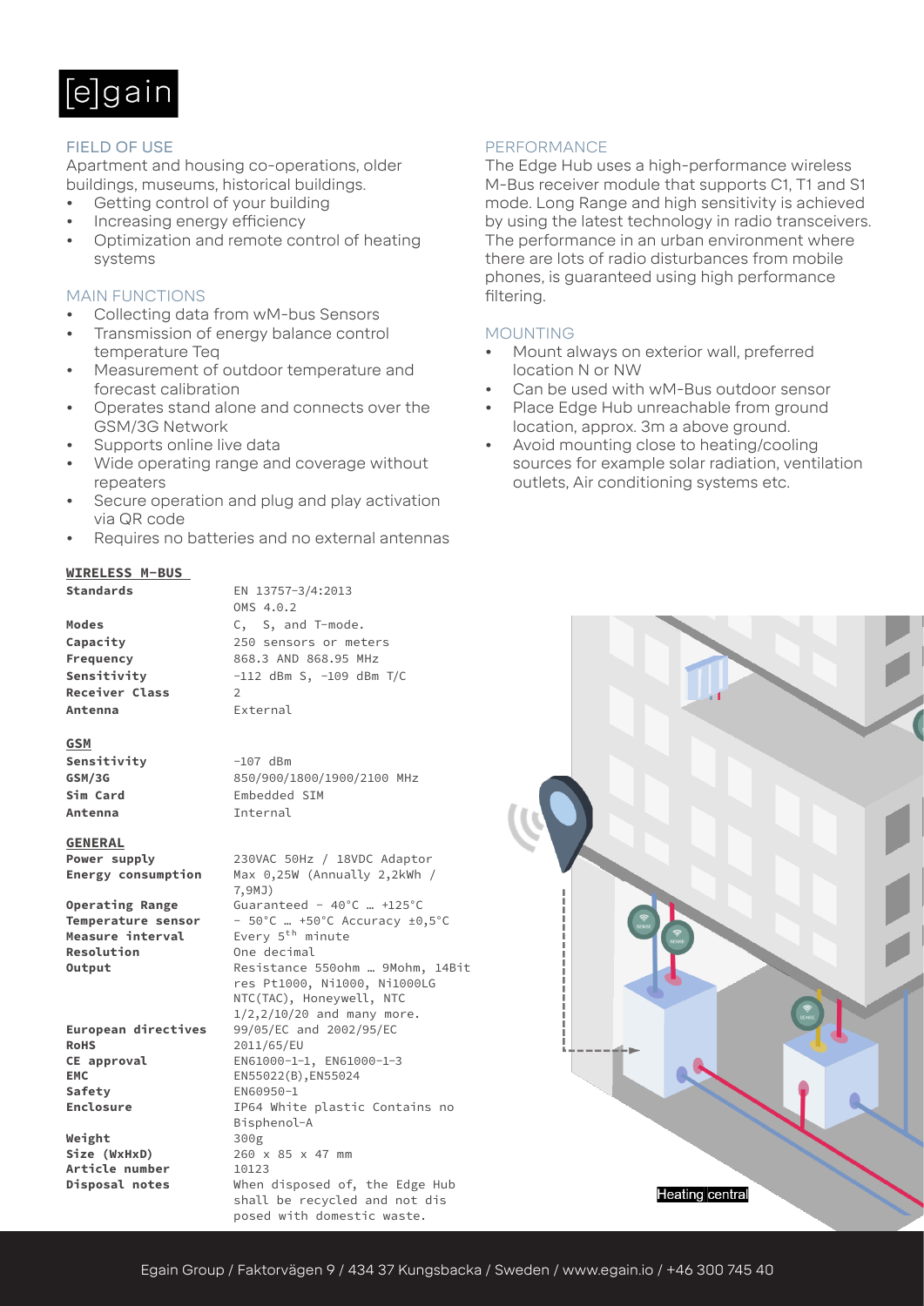[e]gain

## FIELD OF USE

Apartment and housing co-operations, older buildings, museums, historical buildings.

- Getting control of your building
- Increasing energy efficiency
- Optimization and remote control of heating systems

## MAIN FUNCTIONS

- Collecting data from wM-bus Sensors
- Transmission of energy balance control temperature Teq
- Measurement of outdoor temperature and forecast calibration
- Operates stand alone and connects over the GSM/3G Network
- Supports online live data
- Wide operating range and coverage without repeaters
- Secure operation and plug and play activation via QR code
- Requires no batteries and no external antennas

## PERFORMANCE

The Edge Hub uses a high-performance wireless M-Bus receiver module that supports C1, T1 and S1 mode. Long Range and high sensitivity is achieved by using the latest technology in radio transceivers. The performance in an urban environment where there are lots of radio disturbances from mobile phones, is guaranteed using high performance filtering.

## MOUNTING

- Mount always on exterior wall, preferred location N or NW
- Can be used with wM-Bus outdoor sensor
- Place Edge Hub unreachable from ground location, approx. 3m a above ground.
- Avoid mounting close to heating/cooling sources for example solar radiation, ventilation outlets, Air conditioning systems etc.

### WIRELESS M-BUS

| | |
|---|---|
| **Standards** | EN 13757-3/4:2013<br>OMS 4.0.2 |
| **Modes** | C, S, and T-mode. |
| **Capacity** | 250 sensors or meters |
| **Frequency** | 868.3 AND 868.95 MHz |
| **Sensitivity** | -112 dBm S, -109 dBm T/C |
| **Receiver Class** | 2 |
| **Antenna** | External |

### GSM

| | |
|---|---|
| **Sensitivity** | -107 dBm |
| **GSM/3G** | 850/900/1800/1900/2100 MHz |
| **Sim Card** | Embedded SIM |
| **Antenna** | Internal |

### GENERAL

| | |
|---|---|
| **Power supply** | 230VAC 50Hz / 18VDC Adaptor |
| **Energy consumption** | Max 0,25W (Annually 2,2kWh / 7,9MJ) |
| **Operating Range** | Guaranteed - 40°C … +125°C |
| **Temperature sensor** | - 50°C … +50°C Accuracy ±0,5°C |
| **Measure interval** | Every 5th minute |
| **Resolution** | One decimal |
| **Output** | Resistance 550ohm … 9Mohm, 14Bit res Pt1000, Ni1000, Ni1000LG NTC(TAC), Honeywell, NTC 1/2,2/10/20 and many more. |
| **European directives** | 99/05/EC and 2002/95/EC |
| **RoHS** | 2011/65/EU |
| **CE approval** | EN61000-1-1, EN61000-1-3 |
| **EMC** | EN55022(B),EN55024 |
| **Safety** | EN60950-1 |
| **Enclosure** | IP64 White plastic Contains no Bisphenol-A |
| **Weight** | 300g |
| **Size (WxHxD)** | 260 x 85 x 47 mm |
| **Article number** | 10123 |
| **Disposal notes** | When disposed of, the Edge Hub shall be recycled and not disposed with domestic waste. |

Heating central

Egain Group / Faktorvägen 9 / 434 37 Kungsbacka / Sweden / www.egain.io / +46 300 745 40